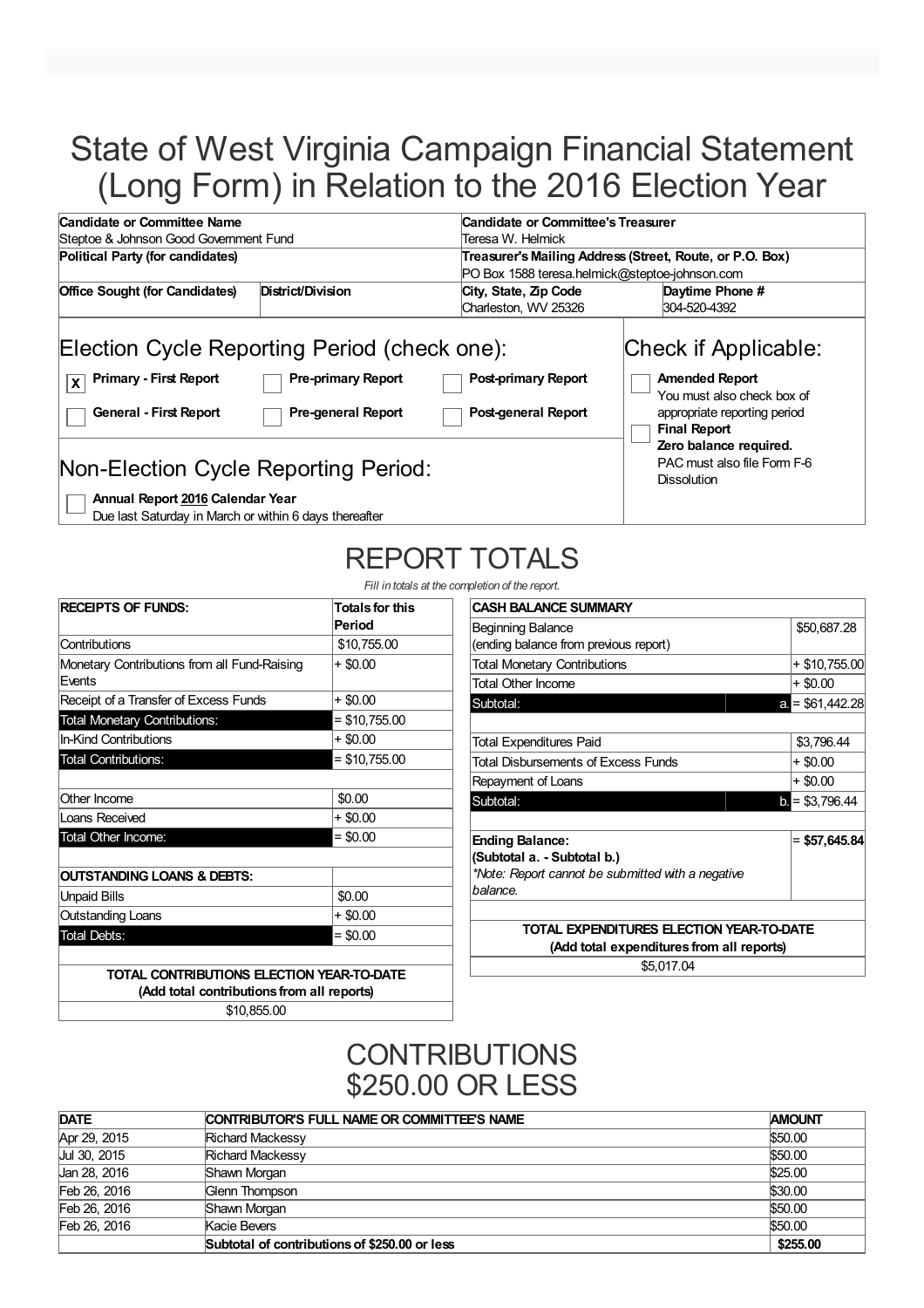# State of West Virginia Campaign Financial Statement (Long Form) in Relation to the 2016 Election Year

| **Candidate or Committee Name** | | **Candidate or Committee's Treasurer** | |
|---|---|---|---|
| Steptoe & Johnson Good Government Fund | | Teresa W. Helmick | |
| **Political Party (for candidates)** | | **Treasurer's Mailing Address (Street, Route, or P.O. Box)** | |
| | | PO Box 1588 teresa.helmick@steptoe-johnson.com | |
| **Office Sought (for Candidates)** | **District/Division** | **City, State, Zip Code** | **Daytime Phone #** |
| | | Charleston, WV 25326 | 304-520-4392 |

## Election Cycle Reporting Period (check one):

- [X] **Primary - First Report**
- [ ] **Pre-primary Report**
- [ ] **Post-primary Report**
- [ ] **General - First Report**
- [ ] **Pre-general Report**
- [ ] **Post-general Report**

## Check if Applicable:

- [ ] **Amended Report** You must also check box of appropriate reporting period
- [ ] **Final Report** **Zero balance required.** PAC must also file Form F-6 Dissolution

## Non-Election Cycle Reporting Period:

- [ ] **Annual Report 2016 Calendar Year** Due last Saturday in March or within 6 days thereafter

# REPORT TOTALS

*Fill in totals at the completion of the report.*

| **RECEIPTS OF FUNDS:** | **Totals for this Period** |
|---|---|
| Contributions | $10,755.00 |
| Monetary Contributions from all Fund-Raising Events | + $0.00 |
| Receipt of a Transfer of Excess Funds | + $0.00 |
| Total Monetary Contributions: | = $10,755.00 |
| In-Kind Contributions | + $0.00 |
| Total Contributions: | = $10,755.00 |
| | |
| Other Income | $0.00 |
| Loans Received | + $0.00 |
| Total Other Income: | = $0.00 |
| | |
| **OUTSTANDING LOANS & DEBTS:** | |
| Unpaid Bills | $0.00 |
| Outstanding Loans | + $0.00 |
| Total Debts: | = $0.00 |

| **TOTAL CONTRIBUTIONS ELECTION YEAR-TO-DATE (Add total contributions from all reports)** |
|---|
| $10,855.00 |

| **CASH BALANCE SUMMARY** | | |
|---|---|---|
| Beginning Balance (ending balance from previous report) | | $50,687.28 |
| Total Monetary Contributions | | + $10,755.00 |
| Total Other Income | | + $0.00 |
| Subtotal: | a. | = $61,442.28 |
| | | |
| Total Expenditures Paid | | $3,796.44 |
| Total Disbursements of Excess Funds | | + $0.00 |
| Repayment of Loans | | + $0.00 |
| Subtotal: | b. | = $3,796.44 |
| | | |
| **Ending Balance: (Subtotal a. - Subtotal b.)** *\*Note: Report cannot be submitted with a negative balance.* | | **= $57,645.84** |

| **TOTAL EXPENDITURES ELECTION YEAR-TO-DATE (Add total expenditures from all reports)** |
|---|
| $5,017.04 |

# CONTRIBUTIONS $250.00 OR LESS

| DATE | CONTRIBUTOR'S FULL NAME OR COMMITTEE'S NAME | AMOUNT |
|---|---|---|
| Apr 29, 2015 | Richard Mackessy | $50.00 |
| Jul 30, 2015 | Richard Mackessy | $50.00 |
| Jan 28, 2016 | Shawn Morgan | $25.00 |
| Feb 26, 2016 | Glenn Thompson | $30.00 |
| Feb 26, 2016 | Shawn Morgan | $50.00 |
| Feb 26, 2016 | Kacie Bevers | $50.00 |
| | **Subtotal of contributions of $250.00 or less** | **$255.00** |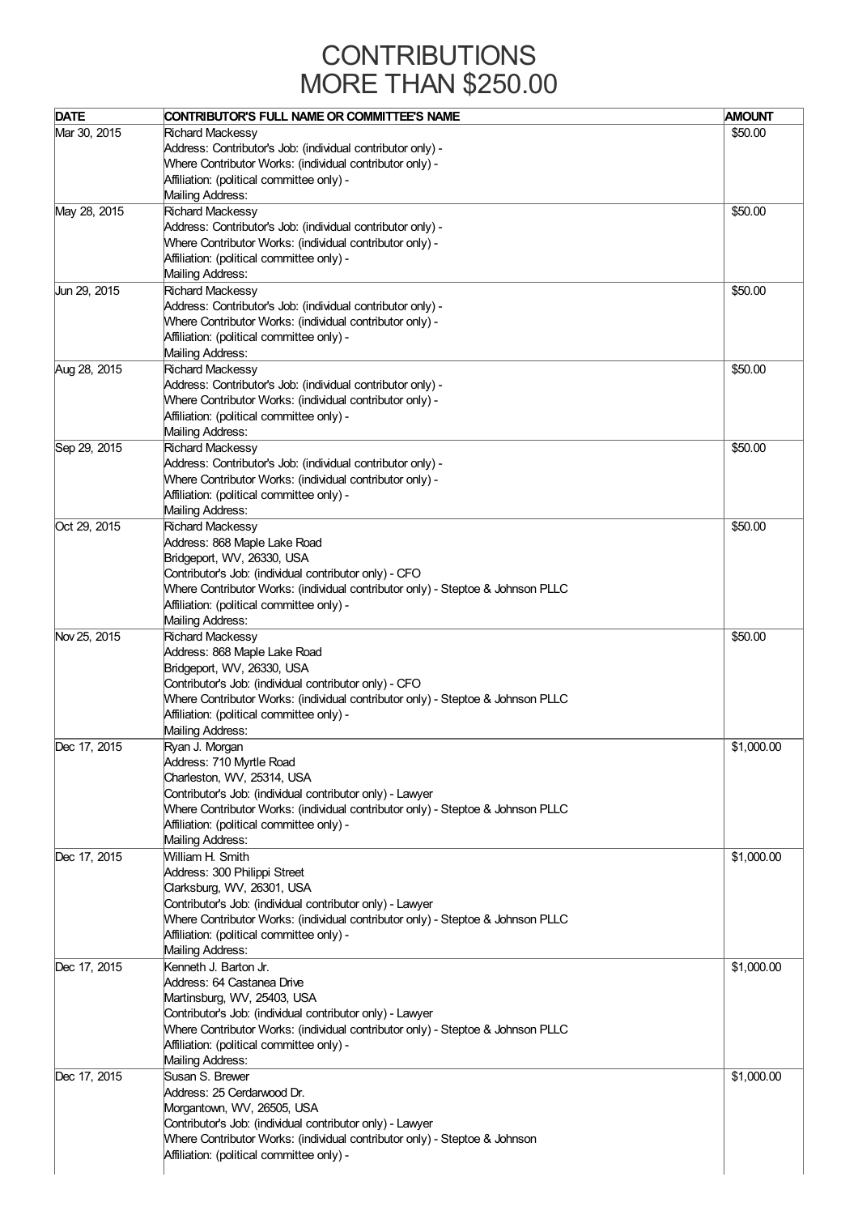# CONTRIBUTIONS
# MORE THAN $250.00

| DATE | CONTRIBUTOR'S FULL NAME OR COMMITTEE'S NAME | AMOUNT |
|---|---|---|
| Mar 30, 2015 | Richard Mackessy<br>Address: Contributor's Job: (individual contributor only) -<br>Where Contributor Works: (individual contributor only) -<br>Affiliation: (political committee only) -<br>Mailing Address: | $50.00 |
| May 28, 2015 | Richard Mackessy<br>Address: Contributor's Job: (individual contributor only) -<br>Where Contributor Works: (individual contributor only) -<br>Affiliation: (political committee only) -<br>Mailing Address: | $50.00 |
| Jun 29, 2015 | Richard Mackessy<br>Address: Contributor's Job: (individual contributor only) -<br>Where Contributor Works: (individual contributor only) -<br>Affiliation: (political committee only) -<br>Mailing Address: | $50.00 |
| Aug 28, 2015 | Richard Mackessy<br>Address: Contributor's Job: (individual contributor only) -<br>Where Contributor Works: (individual contributor only) -<br>Affiliation: (political committee only) -<br>Mailing Address: | $50.00 |
| Sep 29, 2015 | Richard Mackessy<br>Address: Contributor's Job: (individual contributor only) -<br>Where Contributor Works: (individual contributor only) -<br>Affiliation: (political committee only) -<br>Mailing Address: | $50.00 |
| Oct 29, 2015 | Richard Mackessy<br>Address: 868 Maple Lake Road<br>Bridgeport, WV, 26330, USA<br>Contributor's Job: (individual contributor only) - CFO<br>Where Contributor Works: (individual contributor only) - Steptoe & Johnson PLLC<br>Affiliation: (political committee only) -<br>Mailing Address: | $50.00 |
| Nov 25, 2015 | Richard Mackessy<br>Address: 868 Maple Lake Road<br>Bridgeport, WV, 26330, USA<br>Contributor's Job: (individual contributor only) - CFO<br>Where Contributor Works: (individual contributor only) - Steptoe & Johnson PLLC<br>Affiliation: (political committee only) -<br>Mailing Address: | $50.00 |
| Dec 17, 2015 | Ryan J. Morgan<br>Address: 710 Myrtle Road<br>Charleston, WV, 25314, USA<br>Contributor's Job: (individual contributor only) - Lawyer<br>Where Contributor Works: (individual contributor only) - Steptoe & Johnson PLLC<br>Affiliation: (political committee only) -<br>Mailing Address: | $1,000.00 |
| Dec 17, 2015 | William H. Smith<br>Address: 300 Philippi Street<br>Clarksburg, WV, 26301, USA<br>Contributor's Job: (individual contributor only) - Lawyer<br>Where Contributor Works: (individual contributor only) - Steptoe & Johnson PLLC<br>Affiliation: (political committee only) -<br>Mailing Address: | $1,000.00 |
| Dec 17, 2015 | Kenneth J. Barton Jr.<br>Address: 64 Castanea Drive<br>Martinsburg, WV, 25403, USA<br>Contributor's Job: (individual contributor only) - Lawyer<br>Where Contributor Works: (individual contributor only) - Steptoe & Johnson PLLC<br>Affiliation: (political committee only) -<br>Mailing Address: | $1,000.00 |
| Dec 17, 2015 | Susan S. Brewer<br>Address: 25 Cerdarwood Dr.<br>Morgantown, WV, 26505, USA<br>Contributor's Job: (individual contributor only) - Lawyer<br>Where Contributor Works: (individual contributor only) - Steptoe & Johnson<br>Affiliation: (political committee only) - | $1,000.00 |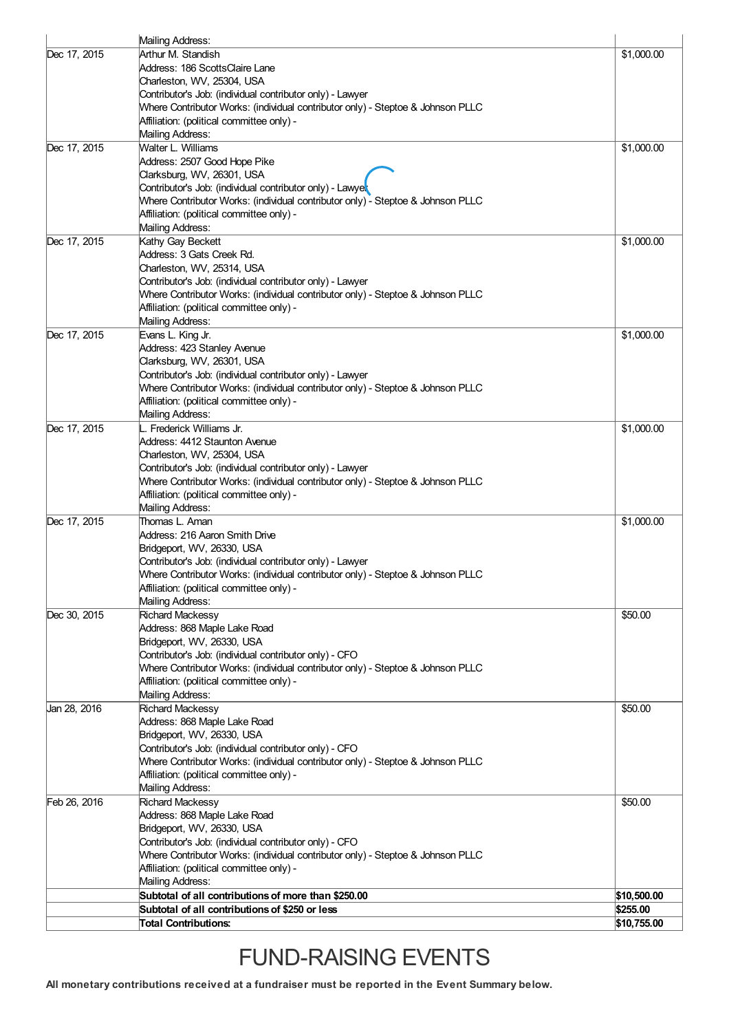| | | |
|---|---|---|
| | Mailing Address: | |
| Dec 17, 2015 | Arthur M. Standish<br>Address: 186 ScottsClaire Lane<br>Charleston, WV, 25304, USA<br>Contributor's Job: (individual contributor only) - Lawyer<br>Where Contributor Works: (individual contributor only) - Steptoe & Johnson PLLC<br>Affiliation: (political committee only) -<br>Mailing Address: | $1,000.00 |
| Dec 17, 2015 | Walter L. Williams<br>Address: 2507 Good Hope Pike<br>Clarksburg, WV, 26301, USA<br>Contributor's Job: (individual contributor only) - Lawyer<br>Where Contributor Works: (individual contributor only) - Steptoe & Johnson PLLC<br>Affiliation: (political committee only) -<br>Mailing Address: | $1,000.00 |
| Dec 17, 2015 | Kathy Gay Beckett<br>Address: 3 Gats Creek Rd.<br>Charleston, WV, 25314, USA<br>Contributor's Job: (individual contributor only) - Lawyer<br>Where Contributor Works: (individual contributor only) - Steptoe & Johnson PLLC<br>Affiliation: (political committee only) -<br>Mailing Address: | $1,000.00 |
| Dec 17, 2015 | Evans L. King Jr.<br>Address: 423 Stanley Avenue<br>Clarksburg, WV, 26301, USA<br>Contributor's Job: (individual contributor only) - Lawyer<br>Where Contributor Works: (individual contributor only) - Steptoe & Johnson PLLC<br>Affiliation: (political committee only) -<br>Mailing Address: | $1,000.00 |
| Dec 17, 2015 | L. Frederick Williams Jr.<br>Address: 4412 Staunton Avenue<br>Charleston, WV, 25304, USA<br>Contributor's Job: (individual contributor only) - Lawyer<br>Where Contributor Works: (individual contributor only) - Steptoe & Johnson PLLC<br>Affiliation: (political committee only) -<br>Mailing Address: | $1,000.00 |
| Dec 17, 2015 | Thomas L. Aman<br>Address: 216 Aaron Smith Drive<br>Bridgeport, WV, 26330, USA<br>Contributor's Job: (individual contributor only) - Lawyer<br>Where Contributor Works: (individual contributor only) - Steptoe & Johnson PLLC<br>Affiliation: (political committee only) -<br>Mailing Address: | $1,000.00 |
| Dec 30, 2015 | Richard Mackessy<br>Address: 868 Maple Lake Road<br>Bridgeport, WV, 26330, USA<br>Contributor's Job: (individual contributor only) - CFO<br>Where Contributor Works: (individual contributor only) - Steptoe & Johnson PLLC<br>Affiliation: (political committee only) -<br>Mailing Address: | $50.00 |
| Jan 28, 2016 | Richard Mackessy<br>Address: 868 Maple Lake Road<br>Bridgeport, WV, 26330, USA<br>Contributor's Job: (individual contributor only) - CFO<br>Where Contributor Works: (individual contributor only) - Steptoe & Johnson PLLC<br>Affiliation: (political committee only) -<br>Mailing Address: | $50.00 |
| Feb 26, 2016 | Richard Mackessy<br>Address: 868 Maple Lake Road<br>Bridgeport, WV, 26330, USA<br>Contributor's Job: (individual contributor only) - CFO<br>Where Contributor Works: (individual contributor only) - Steptoe & Johnson PLLC<br>Affiliation: (political committee only) -<br>Mailing Address: | $50.00 |
| | **Subtotal of all contributions of more than $250.00** | **$10,500.00** |
| | **Subtotal of all contributions of $250 or less** | **$255.00** |
| | **Total Contributions:** | **$10,755.00** |

# FUND-RAISING EVENTS

**All monetary contributions received at a fundraiser must be reported in the Event Summary below.**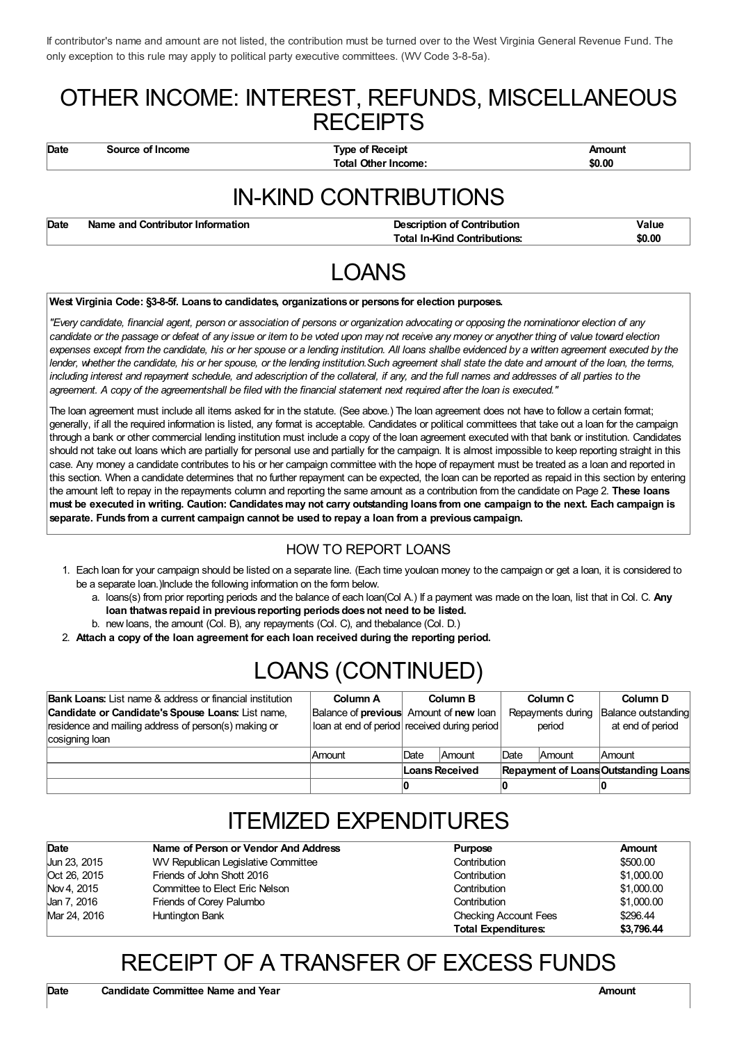If contributor's name and amount are not listed, the contribution must be turned over to the West Virginia General Revenue Fund. The only exception to this rule may apply to political party executive committees. (WV Code 3-8-5a).

# OTHER INCOME: INTEREST, REFUNDS, MISCELLANEOUS RECEIPTS

| Date | Source of Income | Type of Receipt | Amount |
|---|---|---|---|
| | | **Total Other Income:** | **$0.00** |

# IN-KIND CONTRIBUTIONS

| Date | Name and Contributor Information | Description of Contribution | Value |
|---|---|---|---|
| | | **Total In-Kind Contributions:** | **$0.00** |

# LOANS

**West Virginia Code: §3-8-5f. Loans to candidates, organizations or persons for election purposes.**

*"Every candidate, financial agent, person or association of persons or organization advocating or opposing the nominationor election of any candidate or the passage or defeat of any issue or item to be voted upon may not receive any money or anyother thing of value toward election expenses except from the candidate, his or her spouse or a lending institution. All loans shallbe evidenced by a written agreement executed by the lender, whether the candidate, his or her spouse, or the lending institution.Such agreement shall state the date and amount of the loan, the terms, including interest and repayment schedule, and adescription of the collateral, if any, and the full names and addresses of all parties to the agreement. A copy of the agreementshall be filed with the financial statement next required after the loan is executed."*

The loan agreement must include all items asked for in the statute. (See above.) The loan agreement does not have to follow a certain format; generally, if all the required information is listed, any format is acceptable. Candidates or political committees that take out a loan for the campaign through a bank or other commercial lending institution must include a copy of the loan agreement executed with that bank or institution. Candidates should not take out loans which are partially for personal use and partially for the campaign. It is almost impossible to keep reporting straight in this case. Any money a candidate contributes to his or her campaign committee with the hope of repayment must be treated as a loan and reported in this section. When a candidate determines that no further repayment can be expected, the loan can be reported as repaid in this section by entering the amount left to repay in the repayments column and reporting the same amount as a contribution from the candidate on Page 2. **These loans must be executed in writing. Caution: Candidates may not carry outstanding loans from one campaign to the next. Each campaign is separate. Funds from a current campaign cannot be used to repay a loan from a previous campaign.**

## HOW TO REPORT LOANS

1. Each loan for your campaign should be listed on a separate line. (Each time youloan money to the campaign or get a loan, it is considered to be a separate loan.)Include the following information on the form below.
   a. loans(s) from prior reporting periods and the balance of each loan(Col A.) If a payment was made on the loan, list that in Col. C. **Any loan thatwas repaid in previous reporting periods does not need to be listed.**
   b. new loans, the amount (Col. B), any repayments (Col. C), and thebalance (Col. D.)
2. **Attach a copy of the loan agreement for each loan received during the reporting period.**

# LOANS (CONTINUED)

| **Bank Loans:** List name & address or financial institution<br>**Candidate or Candidate's Spouse Loans:** List name, residence and mailing address of person(s) making or cosigning loan | **Column A**<br>Balance of **previous** loan at end of period | **Column B**<br>Amount of **new** loan received during period | | **Column C**<br>Repayments during period | | **Column D**<br>Balance outstanding at end of period |
|---|---|---|---|---|---|---|
| | Amount | Date | Amount | Date | Amount | Amount |
| | | **Loans Received** | | **Repayment of Loans** | | **Outstanding Loans** |
| | | 0 | | 0 | | 0 |

# ITEMIZED EXPENDITURES

| Date | Name of Person or Vendor And Address | Purpose | Amount |
|---|---|---|---|
| Jun 23, 2015 | WV Republican Legislative Committee | Contribution | $500.00 |
| Oct 26, 2015 | Friends of John Shott 2016 | Contribution | $1,000.00 |
| Nov 4, 2015 | Committee to Elect Eric Nelson | Contribution | $1,000.00 |
| Jan 7, 2016 | Friends of Corey Palumbo | Contribution | $1,000.00 |
| Mar 24, 2016 | Huntington Bank | Checking Account Fees | $296.44 |
| | | **Total Expenditures:** | **$3,796.44** |

# RECEIPT OF A TRANSFER OF EXCESS FUNDS

| Date | Candidate Committee Name and Year | Amount |
|---|---|---|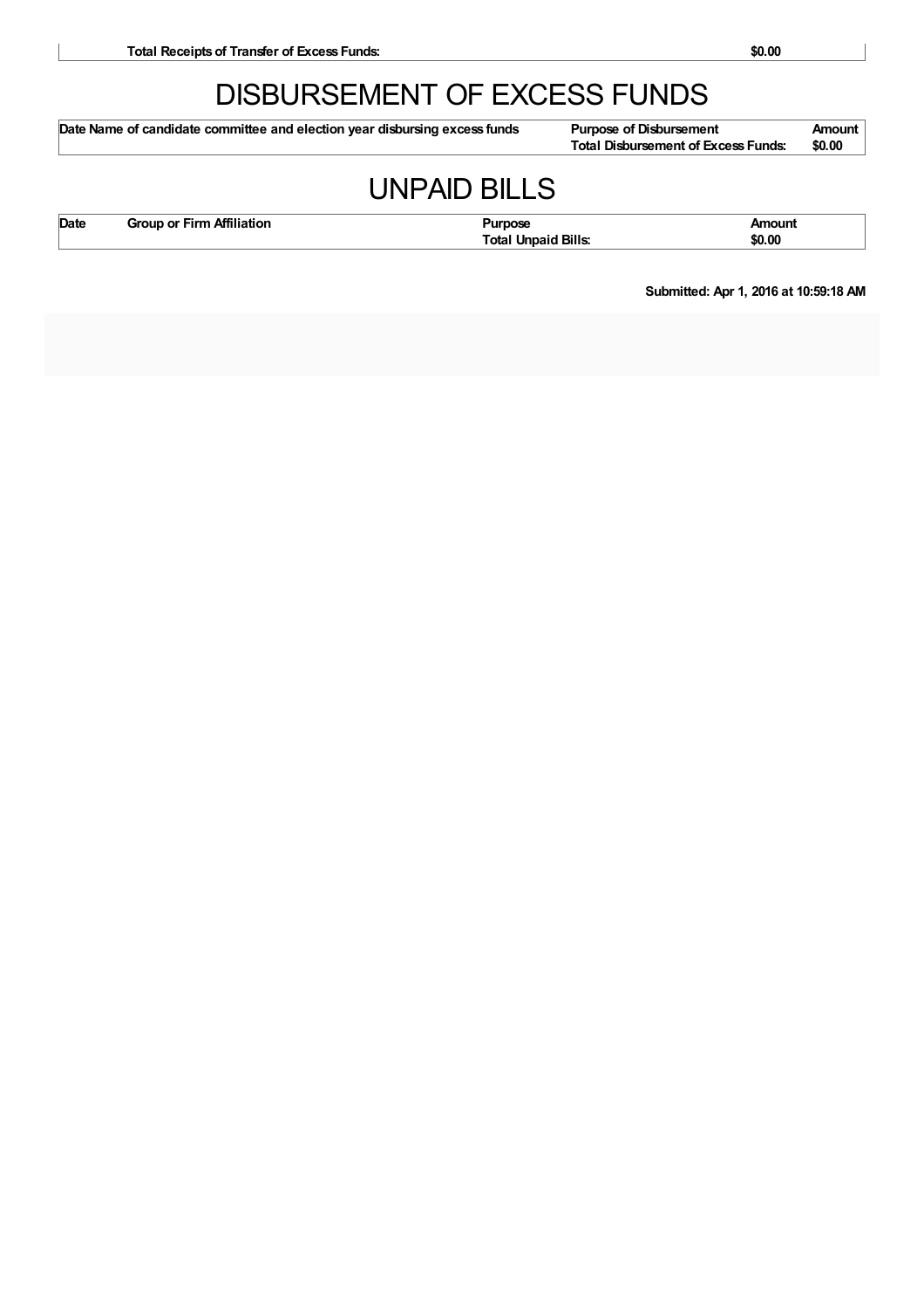| | |
|---|---|
| **Total Receipts of Transfer of Excess Funds:** | **$0.00** |

# DISBURSEMENT OF EXCESS FUNDS

| Date | Name of candidate committee and election year disbursing excess funds | Purpose of Disbursement | Amount |
|---|---|---|---|
| | | **Total Disbursement of Excess Funds:** | **$0.00** |

# UNPAID BILLS

| Date | Group or Firm Affiliation | Purpose | Amount |
|---|---|---|---|
| | | **Total Unpaid Bills:** | **$0.00** |

**Submitted: Apr 1, 2016 at 10:59:18 AM**